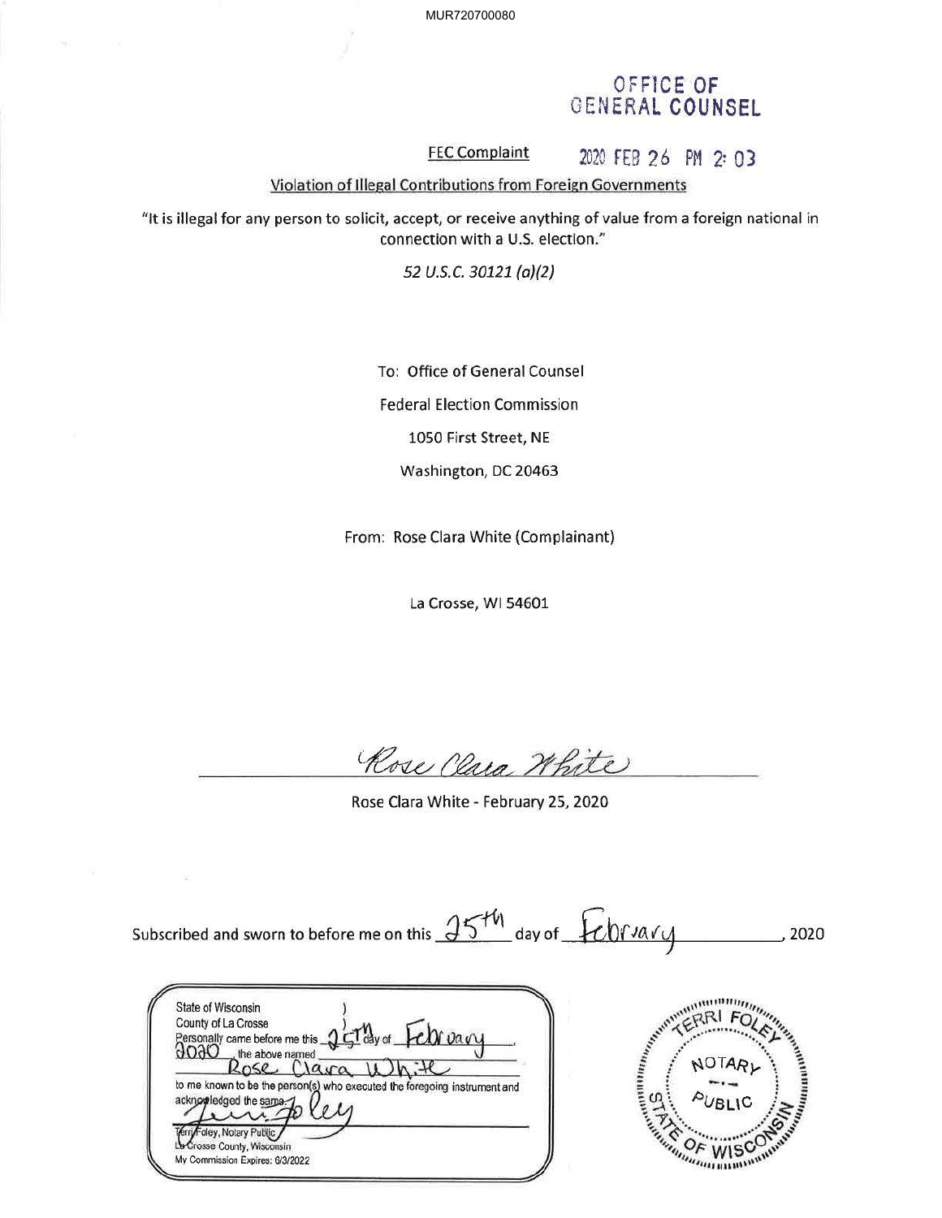MUR720700080

OFFICE OF
GENERAL COUNSEL

FEC Complaint

2020 FEB 26 PM 2:03

Violation of Illegal Contributions from Foreign Governments

"It is illegal for any person to solicit, accept, or receive anything of value from a foreign national in connection with a U.S. election."

*52 U.S.C. 30121 (a)(2)*

To: Office of General Counsel

Federal Election Commission

1050 First Street, NE

Washington, DC 20463

From: Rose Clara White (Complainant)

La Crosse, WI 54601

*Rose Clara White*

Rose Clara White - February 25, 2020

Subscribed and sworn to before me on this 25th day of February, 2020

State of Wisconsin )
County of La Crosse )
Personally came before me this 25th day of February, 2020, the above named Rose Clara White to me known to be the person(s) who executed the foregoing instrument and acknowledged the same.

*Terri Foley*

Terri Foley, Notary Public
La Crosse County, Wisconsin
My Commission Expires: 6/3/2022

TERRI FOLEY
NOTARY PUBLIC
STATE OF WISCONSIN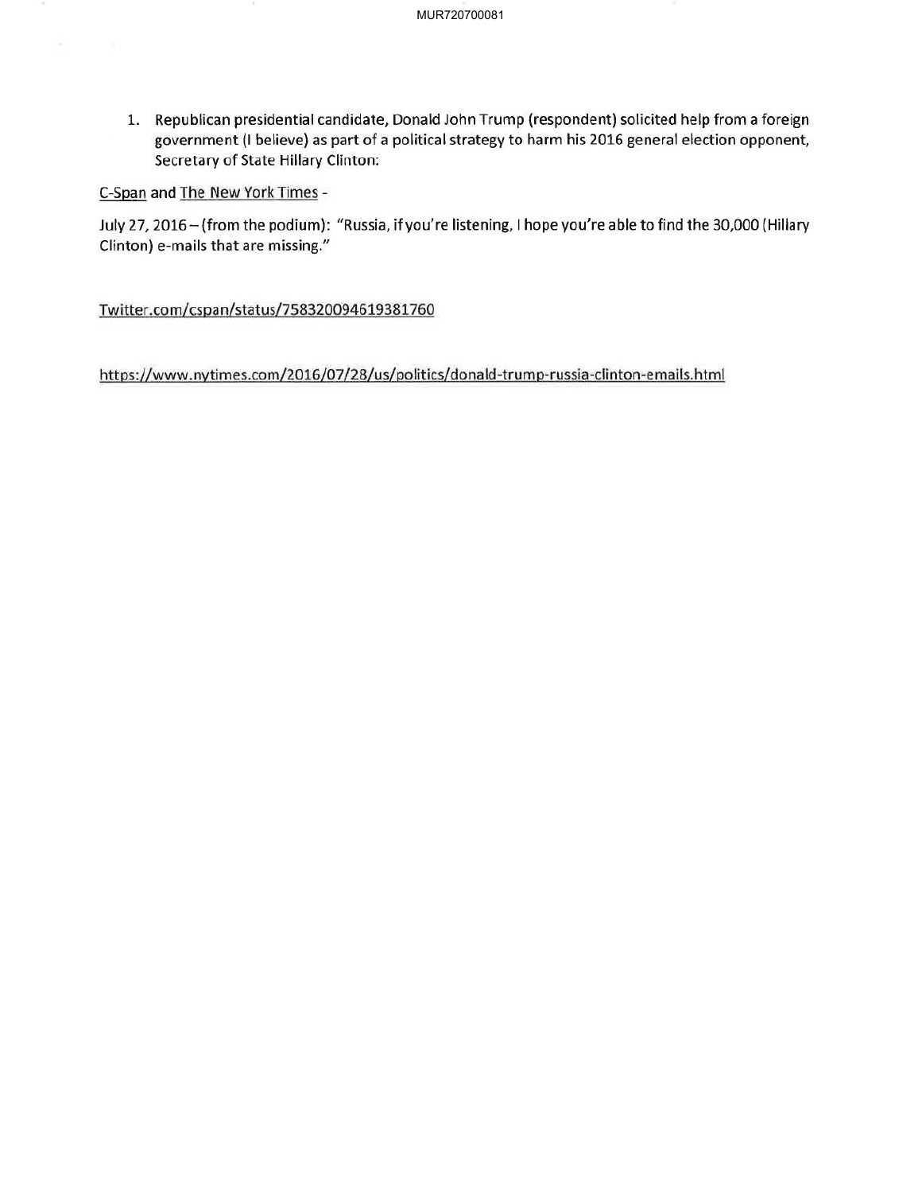1. Republican presidential candidate, Donald John Trump (respondent) solicited help from a foreign government (I believe) as part of a political strategy to harm his 2016 general election opponent, Secretary of State Hillary Clinton:

C-Span and The New York Times -

July 27, 2016 – (from the podium): "Russia, if you're listening, I hope you're able to find the 30,000 (Hillary Clinton) e-mails that are missing."

Twitter.com/cspan/status/758320094619381760

https://www.nytimes.com/2016/07/28/us/politics/donald-trump-russia-clinton-emails.html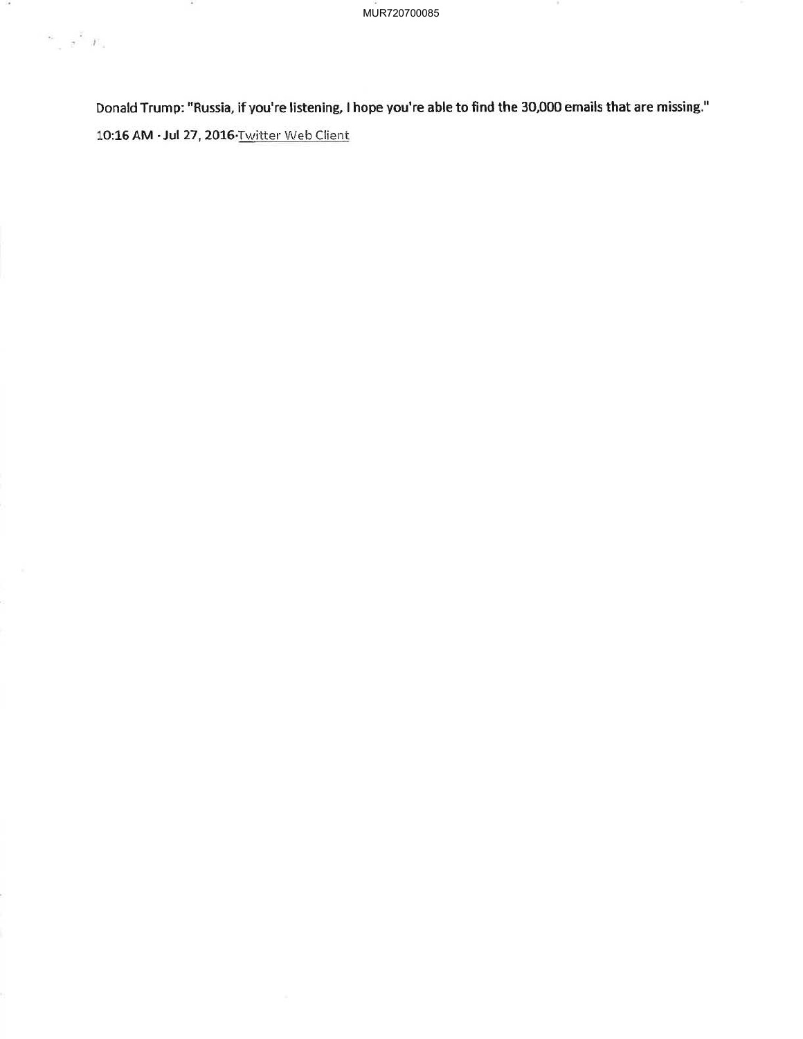**Donald Trump: "Russia, if you're listening, I hope you're able to find the 30,000 emails that are missing."**

**10:16 AM · Jul 27, 2016**·Twitter Web Client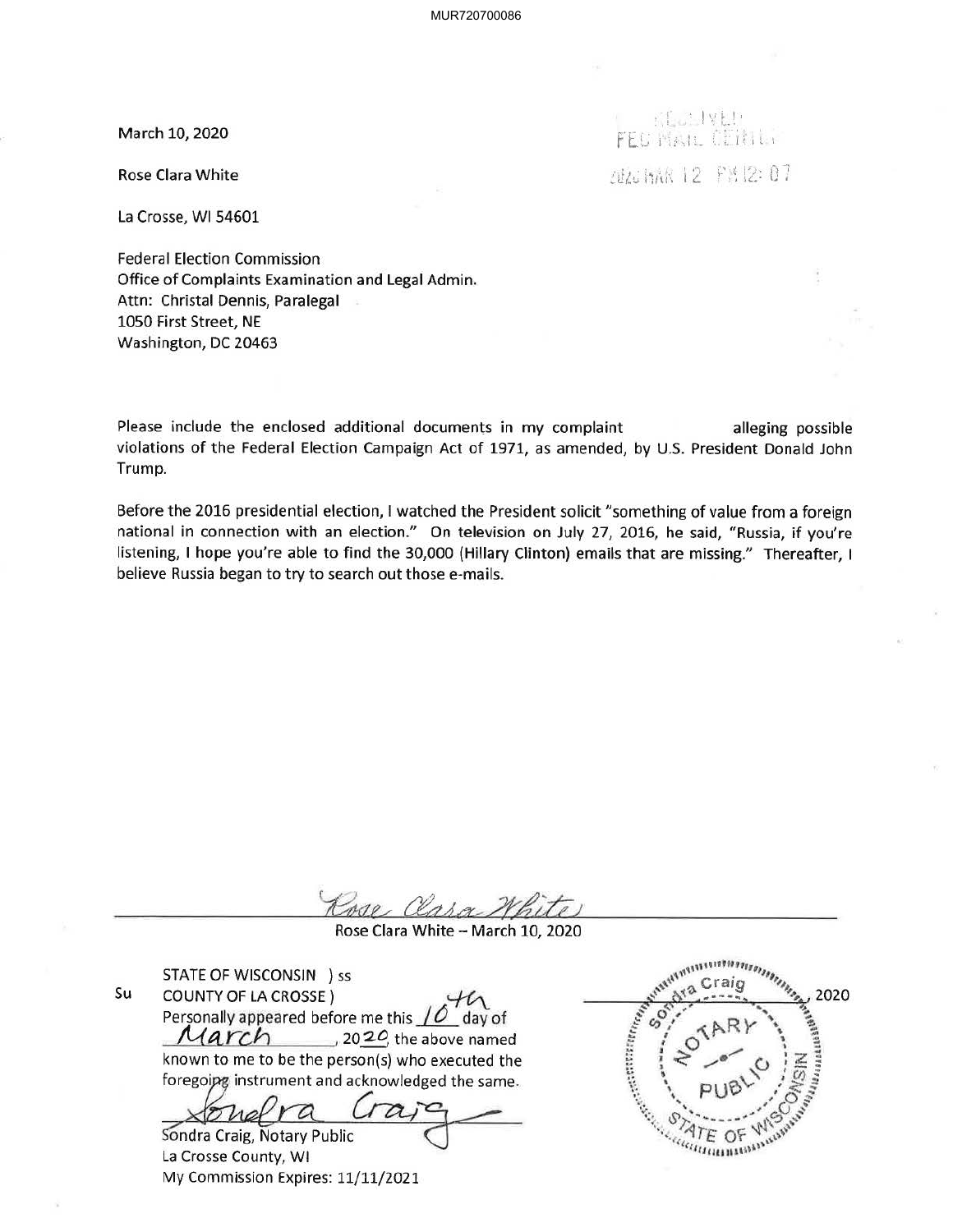March 10, 2020

Rose Clara White

La Crosse, WI 54601

RECEIVED
FEC MAIL CENTER
2020 MAR 12 PM 12: 07

Federal Election Commission
Office of Complaints Examination and Legal Admin.
Attn: Christal Dennis, Paralegal
1050 First Street, NE
Washington, DC 20463

Please include the enclosed additional documents in my complaint alleging possible violations of the Federal Election Campaign Act of 1971, as amended, by U.S. President Donald John Trump.

Before the 2016 presidential election, I watched the President solicit "something of value from a foreign national in connection with an election." On television on July 27, 2016, he said, "Russia, if you're listening, I hope you're able to find the 30,000 (Hillary Clinton) emails that are missing." Thereafter, I believe Russia began to try to search out those e-mails.

Rose Clara White

Rose Clara White – March 10, 2020

Su

STATE OF WISCONSIN ) ss
COUNTY OF LA CROSSE )
Personally appeared before me this 10th day of March, 2020 the above named known to me to be the person(s) who executed the foregoing instrument and acknowledged the same.

Sondra Craig

Sondra Craig, Notary Public
La Crosse County, WI
My Commission Expires: 11/11/2021

, 2020

Sondra Craig
NOTARY PUBLIC
STATE OF WISCONSIN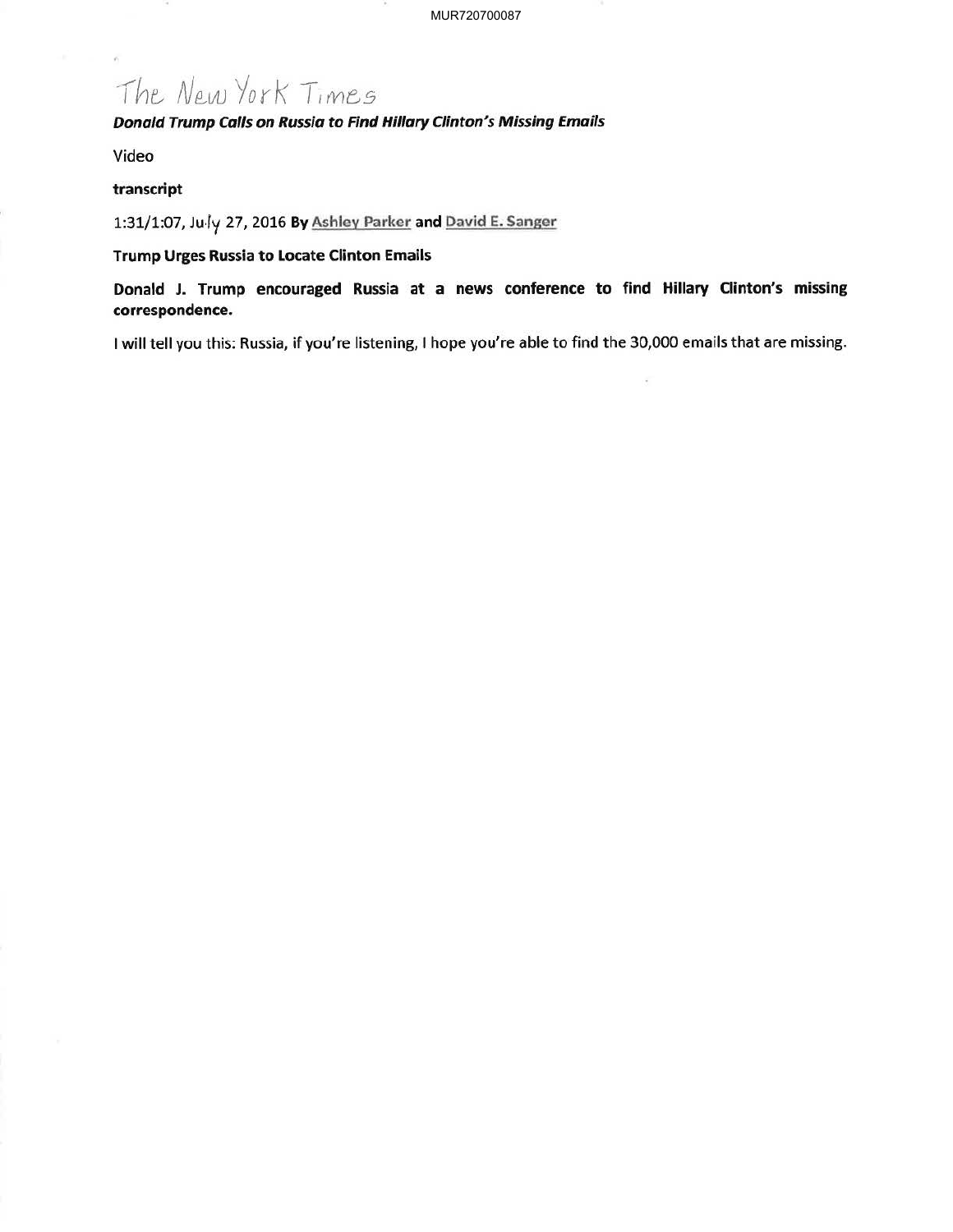The New York Times

***Donald Trump Calls on Russia to Find Hillary Clinton's Missing Emails***

Video

**transcript**

1:31/1:07, July 27, 2016 **By** Ashley Parker **and** David E. Sanger

**Trump Urges Russia to Locate Clinton Emails**

**Donald J. Trump encouraged Russia at a news conference to find Hillary Clinton's missing correspondence.**

I will tell you this: Russia, if you're listening, I hope you're able to find the 30,000 emails that are missing.